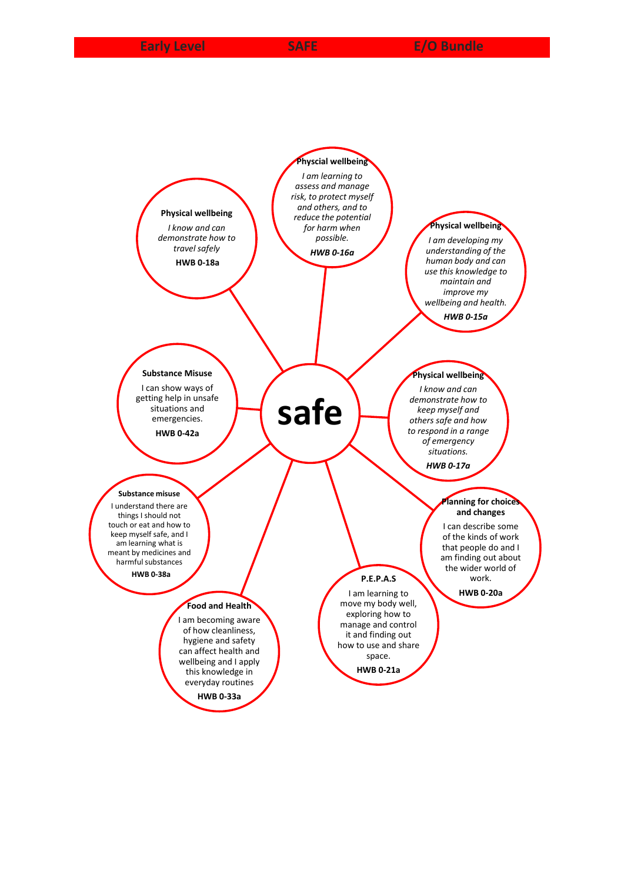**Early Level** **SAFE** **E/O Bundle**

# safe

**Physcial wellbeing**

*I am learning to assess and manage risk, to protect myself and others, and to reduce the potential for harm when possible.*

***HWB 0-16a***

**Physical wellbeing**

*I am developing my understanding of the human body and can use this knowledge to maintain and improve my wellbeing and health.*

***HWB 0-15a***

**Physical wellbeing**

*I know and can demonstrate how to keep myself and others safe and how to respond in a range of emergency situations.*

***HWB 0-17a***

**Planning for choices and changes**

I can describe some of the kinds of work that people do and I am finding out about the wider world of work.

**HWB 0-20a**

**P.E.P.A.S**

I am learning to move my body well, exploring how to manage and control it and finding out how to use and share space.

**HWB 0-21a**

**Food and Health**

I am becoming aware of how cleanliness, hygiene and safety can affect health and wellbeing and I apply this knowledge in everyday routines

**HWB 0-33a**

**Substance misuse**

I understand there are things I should not touch or eat and how to keep myself safe, and I am learning what is meant by medicines and harmful substances

**HWB 0-38a**

**Substance Misuse**

I can show ways of getting help in unsafe situations and emergencies.

**HWB 0-42a**

**Physical wellbeing**

*I know and can demonstrate how to travel safely*

**HWB 0-18a**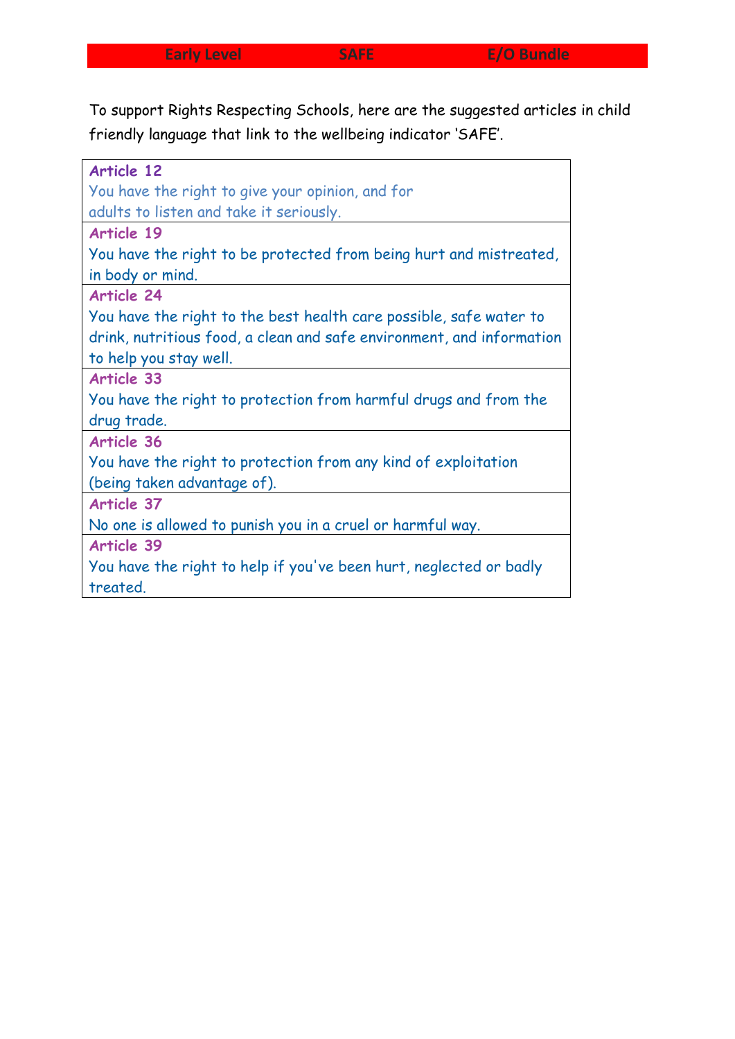| Early Level | SAFE | E/O Bundle |
|---|---|---|

To support Rights Respecting Schools, here are the suggested articles in child friendly language that link to the wellbeing indicator 'SAFE'.

| |
|---|
| **Article 12**<br>You have the right to give your opinion, and for adults to listen and take it seriously. |
| **Article 19**<br>You have the right to be protected from being hurt and mistreated, in body or mind. |
| **Article 24**<br>You have the right to the best health care possible, safe water to drink, nutritious food, a clean and safe environment, and information to help you stay well. |
| **Article 33**<br>You have the right to protection from harmful drugs and from the drug trade. |
| **Article 36**<br>You have the right to protection from any kind of exploitation (being taken advantage of). |
| **Article 37**<br>No one is allowed to punish you in a cruel or harmful way. |
| **Article 39**<br>You have the right to help if you've been hurt, neglected or badly treated. |